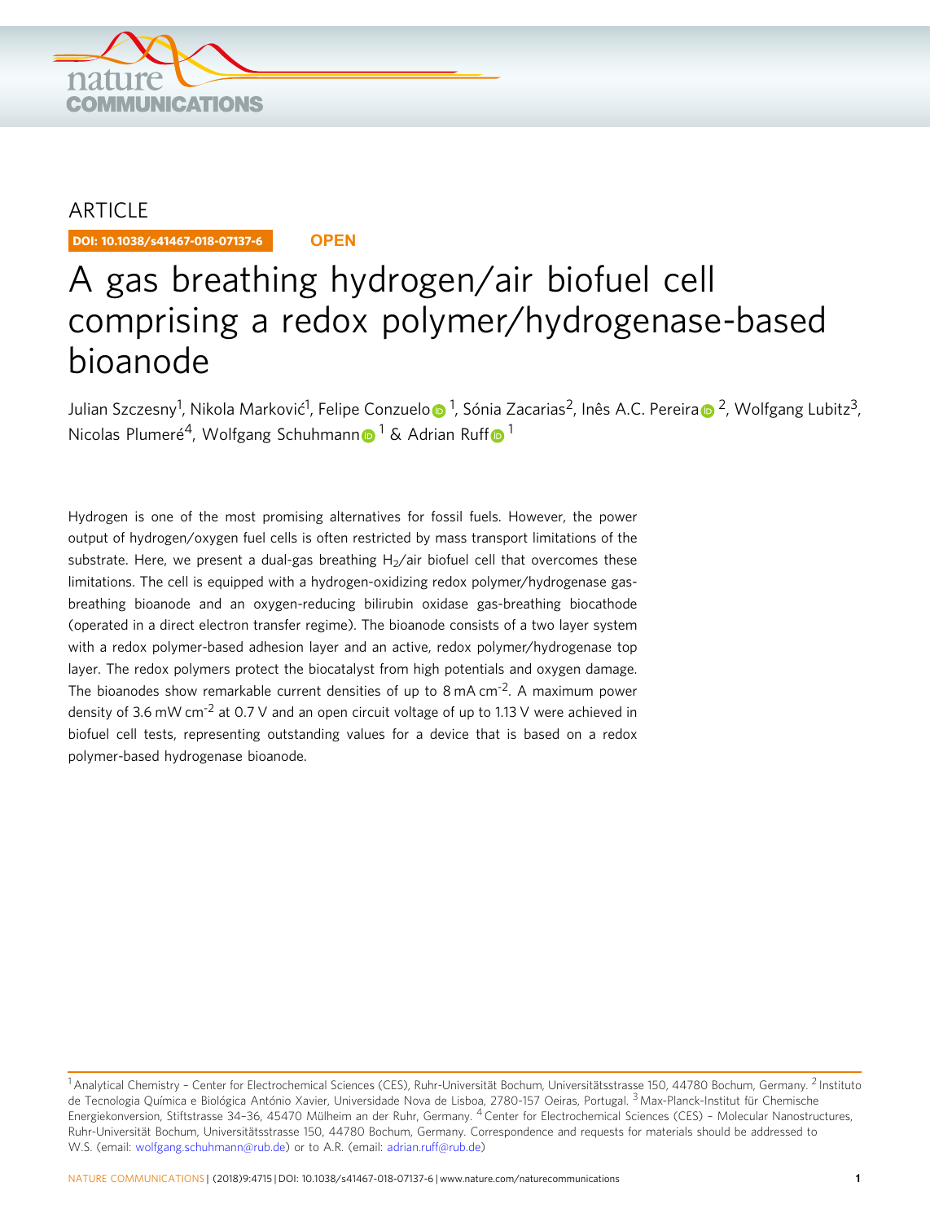ARTICLE

DOI: 10.1038/s41467-018-07137-6 **OPEN**

# A gas breathing hydrogen/air biofuel cell comprising a redox polymer/hydrogenase-based bioanode

Julian Szczesny[1], Nikola Marković[1], Felipe Conzuelo[1], Sónia Zacarias[2], Inês A.C. Pereira[2], Wolfgang Lubitz[3], Nicolas Plumeré[4], Wolfgang Schuhmann[1] & Adrian Ruff[1]

Hydrogen is one of the most promising alternatives for fossil fuels. However, the power output of hydrogen/oxygen fuel cells is often restricted by mass transport limitations of the substrate. Here, we present a dual-gas breathing $H_2$/air biofuel cell that overcomes these limitations. The cell is equipped with a hydrogen-oxidizing redox polymer/hydrogenase gas-breathing bioanode and an oxygen-reducing bilirubin oxidase gas-breathing biocathode (operated in a direct electron transfer regime). The bioanode consists of a two layer system with a redox polymer-based adhesion layer and an active, redox polymer/hydrogenase top layer. The redox polymers protect the biocatalyst from high potentials and oxygen damage. The bioanodes show remarkable current densities of up to 8 mA cm$^{-2}$. A maximum power density of 3.6 mW cm$^{-2}$ at 0.7 V and an open circuit voltage of up to 1.13 V were achieved in biofuel cell tests, representing outstanding values for a device that is based on a redox polymer-based hydrogenase bioanode.

[1] Analytical Chemistry – Center for Electrochemical Sciences (CES), Ruhr-Universität Bochum, Universitätsstrasse 150, 44780 Bochum, Germany. [2] Instituto de Tecnologia Química e Biológica António Xavier, Universidade Nova de Lisboa, 2780-157 Oeiras, Portugal. [3] Max-Planck-Institut für Chemische Energiekonversion, Stiftstrasse 34–36, 45470 Mülheim an der Ruhr, Germany. [4] Center for Electrochemical Sciences (CES) – Molecular Nanostructures, Ruhr-Universität Bochum, Universitätsstrasse 150, 44780 Bochum, Germany. Correspondence and requests for materials should be addressed to W.S. (email: wolfgang.schuhmann@rub.de) or to A.R. (email: adrian.ruff@rub.de)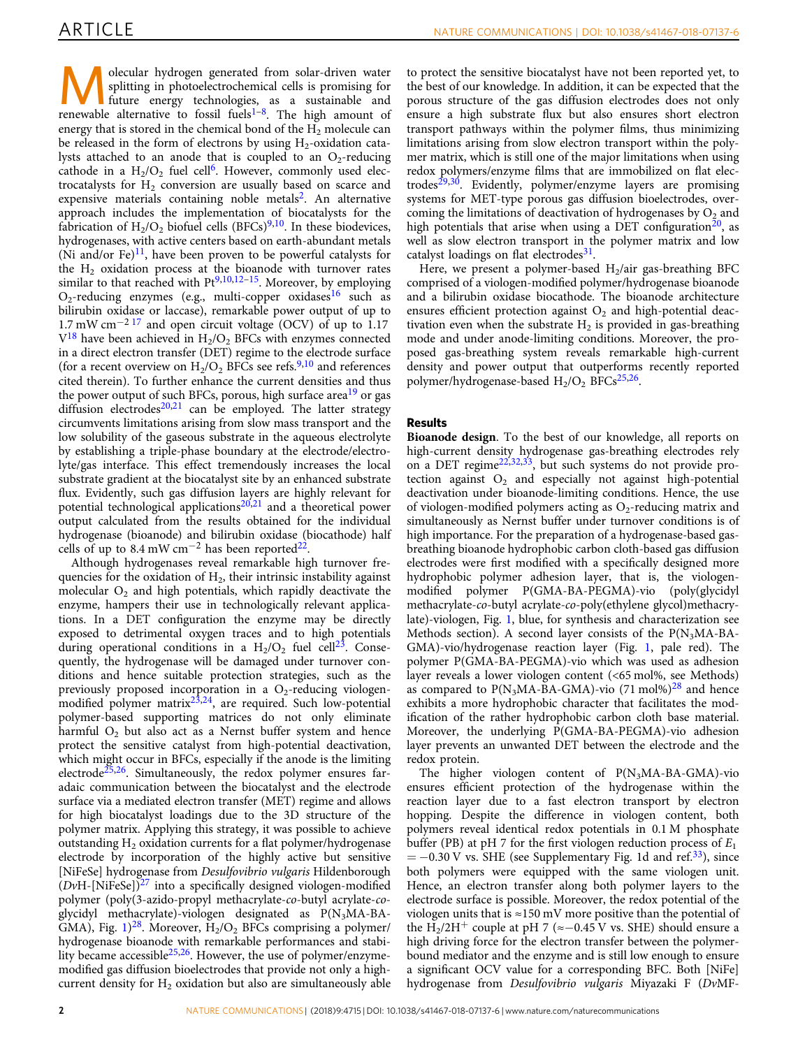Molecular hydrogen generated from solar-driven water splitting in photoelectrochemical cells is promising for future energy technologies, as a sustainable and renewable alternative to fossil fuels[1–8]. The high amount of energy that is stored in the chemical bond of the $H_2$ molecule can be released in the form of electrons by using $H_2$-oxidation catalysts attached to an anode that is coupled to an $O_2$-reducing cathode in a $H_2/O_2$ fuel cell[6]. However, commonly used electrocatalysts for $H_2$ conversion are usually based on scarce and expensive materials containing noble metals[2]. An alternative approach includes the implementation of biocatalysts for the fabrication of $H_2/O_2$ biofuel cells (BFCs)[9,10]. In these biodevices, hydrogenases, with active centers based on earth-abundant metals (Ni and/or Fe)[11], have been proven to be powerful catalysts for the $H_2$ oxidation process at the bioanode with turnover rates similar to that reached with Pt[9,10,12–15]. Moreover, by employing $O_2$-reducing enzymes (e.g., multi-copper oxidases[16] such as bilirubin oxidase or laccase), remarkable power output of up to 1.7 mW $cm^{-2}$ [17] and open circuit voltage (OCV) of up to 1.17 V[18] have been achieved in $H_2/O_2$ BFCs with enzymes connected in a direct electron transfer (DET) regime to the electrode surface (for a recent overview on $H_2/O_2$ BFCs see refs.[9,10] and references cited therein). To further enhance the current densities and thus the power output of such BFCs, porous, high surface area[19] or gas diffusion electrodes[20,21] can be employed. The latter strategy circumvents limitations arising from slow mass transport and the low solubility of the gaseous substrate in the aqueous electrolyte by establishing a triple-phase boundary at the electrode/electrolyte/gas interface. This effect tremendously increases the local substrate gradient at the biocatalyst site by an enhanced substrate flux. Evidently, such gas diffusion layers are highly relevant for potential technological applications[20,21] and a theoretical power output calculated from the results obtained for the individual hydrogenase (bioanode) and bilirubin oxidase (biocathode) half cells of up to 8.4 mW $cm^{-2}$ has been reported[22].

Although hydrogenases reveal remarkable high turnover frequencies for the oxidation of $H_2$, their intrinsic instability against molecular $O_2$ and high potentials, which rapidly deactivate the enzyme, hampers their use in technologically relevant applications. In a DET configuration the enzyme may be directly exposed to detrimental oxygen traces and to high potentials during operational conditions in a $H_2/O_2$ fuel cell[23]. Consequently, the hydrogenase will be damaged under turnover conditions and hence suitable protection strategies, such as the previously proposed incorporation in a $O_2$-reducing viologen-modified polymer matrix[23,24], are required. Such low-potential polymer-based supporting matrices do not only eliminate harmful $O_2$ but also act as a Nernst buffer system and hence protect the sensitive catalyst from high-potential deactivation, which might occur in BFCs, especially if the anode is the limiting electrode[25,26]. Simultaneously, the redox polymer ensures faradaic communication between the biocatalyst and the electrode surface via a mediated electron transfer (MET) regime and allows for high biocatalyst loadings due to the 3D structure of the polymer matrix. Applying this strategy, it was possible to achieve outstanding $H_2$ oxidation currents for a flat polymer/hydrogenase electrode by incorporation of the highly active but sensitive [NiFeSe] hydrogenase from *Desulfovibrio vulgaris* Hildenborough (*Dv*H-[NiFeSe])[27] into a specifically designed viologen-modified polymer (poly(3-azido-propyl methacrylate-*co*-butyl acrylate-*co*-glycidyl methacrylate)-viologen designated as P($N_3$MA-BA-GMA), Fig. 1)[28]. Moreover, $H_2/O_2$ BFCs comprising a polymer/hydrogenase bioanode with remarkable performances and stability became accessible[25,26]. However, the use of polymer/enzyme-modified gas diffusion bioelectrodes that provide not only a high-current density for $H_2$ oxidation but also are simultaneously able to protect the sensitive biocatalyst have not been reported yet, to the best of our knowledge. In addition, it can be expected that the porous structure of the gas diffusion electrodes does not only ensure a high substrate flux but also ensures short electron transport pathways within the polymer films, thus minimizing limitations arising from slow electron transport within the polymer matrix, which is still one of the major limitations when using redox polymers/enzyme films that are immobilized on flat electrodes[29,30]. Evidently, polymer/enzyme layers are promising systems for MET-type porous gas diffusion bioelectrodes, overcoming the limitations of deactivation of hydrogenases by $O_2$ and high potentials that arise when using a DET configuration[20], as well as slow electron transport in the polymer matrix and low catalyst loadings on flat electrodes[31].

Here, we present a polymer-based $H_2$/air gas-breathing BFC comprised of a viologen-modified polymer/hydrogenase bioanode and a bilirubin oxidase biocathode. The bioanode architecture ensures efficient protection against $O_2$ and high-potential deactivation even when the substrate $H_2$ is provided in gas-breathing mode and under anode-limiting conditions. Moreover, the proposed gas-breathing system reveals remarkable high-current density and power output that outperforms recently reported polymer/hydrogenase-based $H_2/O_2$ BFCs[25,26].

## Results

**Bioanode design**. To the best of our knowledge, all reports on high-current density hydrogenase gas-breathing electrodes rely on a DET regime[22,32,33], but such systems do not provide protection against $O_2$ and especially not against high-potential deactivation under bioanode-limiting conditions. Hence, the use of viologen-modified polymers acting as $O_2$-reducing matrix and simultaneously as Nernst buffer under turnover conditions is of high importance. For the preparation of a hydrogenase-based gas-breathing bioanode hydrophobic carbon cloth-based gas diffusion electrodes were first modified with a specifically designed more hydrophobic polymer adhesion layer, that is, the viologen-modified polymer P(GMA-BA-PEGMA)-vio (poly(glycidyl methacrylate-*co*-butyl acrylate-*co*-poly(ethylene glycol)methacrylate)-viologen, Fig. 1, blue, for synthesis and characterization see Methods section). A second layer consists of the P($N_3$MA-BA-GMA)-vio/hydrogenase reaction layer (Fig. 1, pale red). The polymer P(GMA-BA-PEGMA)-vio which was used as adhesion layer reveals a lower viologen content (<65 mol%, see Methods) as compared to P($N_3$MA-BA-GMA)-vio (71 mol%)[28] and hence exhibits a more hydrophobic character that facilitates the modification of the rather hydrophobic carbon cloth base material. Moreover, the underlying P(GMA-BA-PEGMA)-vio adhesion layer prevents an unwanted DET between the electrode and the redox protein.

The higher viologen content of P($N_3$MA-BA-GMA)-vio ensures efficient protection of the hydrogenase within the reaction layer due to a fast electron transport by electron hopping. Despite the difference in viologen content, both polymers reveal identical redox potentials in 0.1 M phosphate buffer (PB) at pH 7 for the first viologen reduction process of $E_1 = -0.30$ V vs. SHE (see Supplementary Fig. 1d and ref.[33]), since both polymers were equipped with the same viologen unit. Hence, an electron transfer along both polymer layers to the electrode surface is possible. Moreover, the redox potential of the viologen units that is ≈150 mV more positive than the potential of the $H_2/2H^+$ couple at pH 7 (≈−0.45 V vs. SHE) should ensure a high driving force for the electron transfer between the polymer-bound mediator and the enzyme and is still low enough to ensure a significant OCV value for a corresponding BFC. Both [NiFe] hydrogenase from *Desulfovibrio vulgaris* Miyazaki F (*Dv*MF-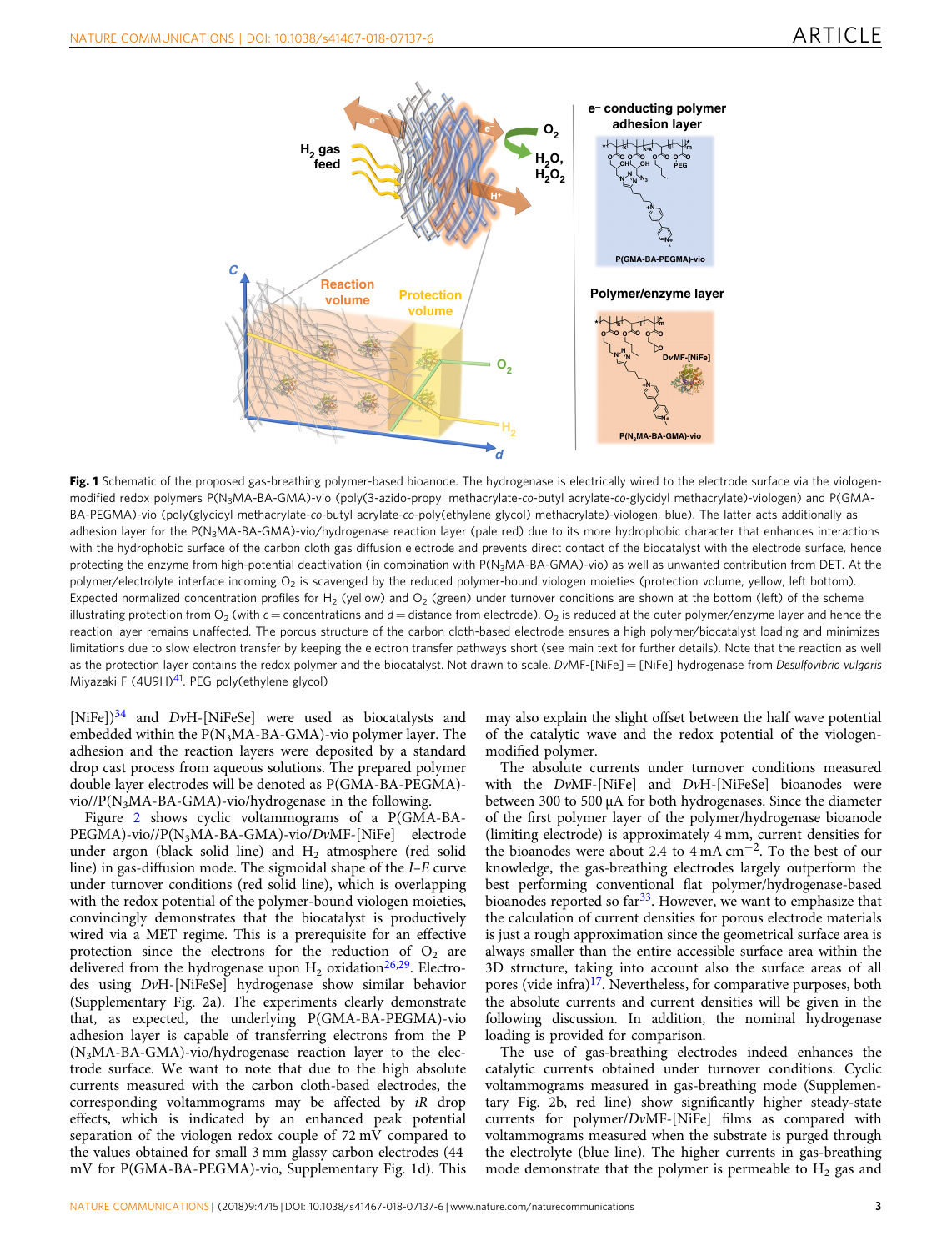**Fig. 1** Schematic of the proposed gas-breathing polymer-based bioanode. The hydrogenase is electrically wired to the electrode surface via the viologen-modified redox polymers P($N_3$MA-BA-GMA)-vio (poly(3-azido-propyl methacrylate-*co*-butyl acrylate-*co*-glycidyl methacrylate)-viologen) and P(GMA-BA-PEGMA)-vio (poly(glycidyl methacrylate-*co*-butyl acrylate-*co*-poly(ethylene glycol) methacrylate)-viologen, blue). The latter acts additionally as adhesion layer for the P($N_3$MA-BA-GMA)-vio/hydrogenase reaction layer (pale red) due to its more hydrophobic character that enhances interactions with the hydrophobic surface of the carbon cloth gas diffusion electrode and prevents direct contact of the biocatalyst with the electrode surface, hence protecting the enzyme from high-potential deactivation (in combination with P($N_3$MA-BA-GMA)-vio) as well as unwanted contribution from DET. At the polymer/electrolyte interface incoming $O_2$ is scavenged by the reduced polymer-bound viologen moieties (protection volume, yellow, left bottom). Expected normalized concentration profiles for $H_2$ (yellow) and $O_2$ (green) under turnover conditions are shown at the bottom (left) of the scheme illustrating protection from $O_2$ (with $c$ = concentrations and $d$ = distance from electrode). $O_2$ is reduced at the outer polymer/enzyme layer and hence the reaction layer remains unaffected. The porous structure of the carbon cloth-based electrode ensures a high polymer/biocatalyst loading and minimizes limitations due to slow electron transfer by keeping the electron transfer pathways short (see main text for further details). Note that the reaction as well as the protection layer contains the redox polymer and the biocatalyst. Not drawn to scale. *Dv*MF-[NiFe] = [NiFe] hydrogenase from *Desulfovibrio vulgaris* Miyazaki F (4U9H)[41]. PEG poly(ethylene glycol)

[NiFe])[34] and *Dv*H-[NiFeSe] were used as biocatalysts and embedded within the P($N_3$MA-BA-GMA)-vio polymer layer. The adhesion and the reaction layers were deposited by a standard drop cast process from aqueous solutions. The prepared polymer double layer electrodes will be denoted as P(GMA-BA-PEGMA)-vio//P($N_3$MA-BA-GMA)-vio/hydrogenase in the following.

Figure 2 shows cyclic voltammograms of a P(GMA-BA-PEGMA)-vio//P($N_3$MA-BA-GMA)-vio/*Dv*MF-[NiFe] electrode under argon (black solid line) and $H_2$ atmosphere (red solid line) in gas-diffusion mode. The sigmoidal shape of the *I*–*E* curve under turnover conditions (red solid line), which is overlapping with the redox potential of the polymer-bound viologen moieties, convincingly demonstrates that the biocatalyst is productively wired via a MET regime. This is a prerequisite for an effective protection since the electrons for the reduction of $O_2$ are delivered from the hydrogenase upon $H_2$ oxidation[26,29]. Electrodes using *Dv*H-[NiFeSe] hydrogenase show similar behavior (Supplementary Fig. 2a). The experiments clearly demonstrate that, as expected, the underlying P(GMA-BA-PEGMA)-vio adhesion layer is capable of transferring electrons from the P($N_3$MA-BA-GMA)-vio/hydrogenase reaction layer to the electrode surface. We want to note that due to the high absolute currents measured with the carbon cloth-based electrodes, the corresponding voltammograms may be affected by *iR* drop effects, which is indicated by an enhanced peak potential separation of the viologen redox couple of 72 mV compared to the values obtained for small 3 mm glassy carbon electrodes (44 mV for P(GMA-BA-PEGMA)-vio, Supplementary Fig. 1d). This may also explain the slight offset between the half wave potential of the catalytic wave and the redox potential of the viologen-modified polymer.

The absolute currents under turnover conditions measured with the *Dv*MF-[NiFe] and *Dv*H-[NiFeSe] bioanodes were between 300 to 500 µA for both hydrogenases. Since the diameter of the first polymer layer of the polymer/hydrogenase bioanode (limiting electrode) is approximately 4 mm, current densities for the bioanodes were about 2.4 to 4 mA $cm^{-2}$. To the best of our knowledge, the gas-breathing electrodes largely outperform the best performing conventional flat polymer/hydrogenase-based bioanodes reported so far[33]. However, we want to emphasize that the calculation of current densities for porous electrode materials is just a rough approximation since the geometrical surface area is always smaller than the entire accessible surface area within the 3D structure, taking into account also the surface areas of all pores (vide infra)[17]. Nevertheless, for comparative purposes, both the absolute currents and current densities will be given in the following discussion. In addition, the nominal hydrogenase loading is provided for comparison.

The use of gas-breathing electrodes indeed enhances the catalytic currents obtained under turnover conditions. Cyclic voltammograms measured in gas-breathing mode (Supplementary Fig. 2b, red line) show significantly higher steady-state currents for polymer/*Dv*MF-[NiFe] films as compared with voltammograms measured when the substrate is purged through the electrolyte (blue line). The higher currents in gas-breathing mode demonstrate that the polymer is permeable to $H_2$ gas and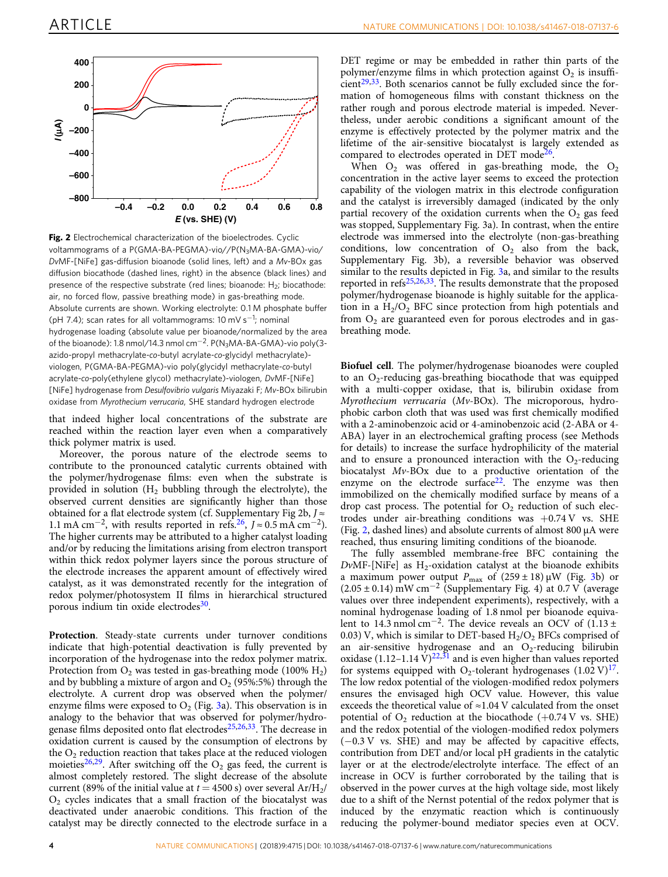**Fig. 2** Electrochemical characterization of the bioelectrodes. Cyclic voltammograms of a P(GMA-BA-PEGMA)-vio//P($N_3$MA-BA-GMA)-vio/*Dv*MF-[NiFe] gas-diffusion bioanode (solid lines, left) and a *Mv*-BOx gas diffusion biocathode (dashed lines, right) in the absence (black lines) and presence of the respective substrate (red lines; bioanode: $H_2$; biocathode: air, no forced flow, passive breathing mode) in gas-breathing mode. Absolute currents are shown. Working electrolyte: 0.1 M phosphate buffer (pH 7.4); scan rates for all voltammograms: 10 mV s$^{-1}$; nominal hydrogenase loading (absolute value per bioanode/normalized by the area of the bioanode): 1.8 nmol/14.3 nmol cm$^{-2}$. P($N_3$MA-BA-GMA)-vio poly(3-azido-propyl methacrylate-*co*-butyl acrylate-*co*-glycidyl methacrylate)-viologen, P(GMA-BA-PEGMA)-vio poly(glycidyl methacrylate-*co*-butyl acrylate-*co*-poly(ethylene glycol) methacrylate)-viologen, *Dv*MF-[NiFe] [NiFe] hydrogenase from *Desulfovibrio vulgaris* Miyazaki F; *Mv*-BOx bilirubin oxidase from *Myrothecium verrucaria*, SHE standard hydrogen electrode

that indeed higher local concentrations of the substrate are reached within the reaction layer even when a comparatively thick polymer matrix is used.

Moreover, the porous nature of the electrode seems to contribute to the pronounced catalytic currents obtained with the polymer/hydrogenase films: even when the substrate is provided in solution ($H_2$ bubbling through the electrolyte), the observed current densities are significantly higher than those obtained for a flat electrode system (cf. Supplementary Fig 2b, $J \approx$ 1.1 mA cm$^{-2}$, with results reported in refs.[26], $J \approx 0.5$ mA cm$^{-2}$). The higher currents may be attributed to a higher catalyst loading and/or by reducing the limitations arising from electron transport within thick redox polymer layers since the porous structure of the electrode increases the apparent amount of effectively wired catalyst, as it was demonstrated recently for the integration of redox polymer/photosystem II films in hierarchical structured porous indium tin oxide electrodes[30].

**Protection**. Steady-state currents under turnover conditions indicate that high-potential deactivation is fully prevented by incorporation of the hydrogenase into the redox polymer matrix. Protection from $O_2$ was tested in gas-breathing mode (100% $H_2$) and by bubbling a mixture of argon and $O_2$ (95%:5%) through the electrolyte. A current drop was observed when the polymer/enzyme films were exposed to $O_2$ (Fig. 3a). This observation is in analogy to the behavior that was observed for polymer/hydrogenase films deposited onto flat electrodes[25,26,33]. The decrease in oxidation current is caused by the consumption of electrons by the $O_2$ reduction reaction that takes place at the reduced viologen moieties[26,29]. After switching off the $O_2$ gas feed, the current is almost completely restored. The slight decrease of the absolute current (89% of the initial value at $t = 4500$ s) over several Ar/$H_2$/$O_2$ cycles indicates that a small fraction of the biocatalyst was deactivated under anaerobic conditions. This fraction of the catalyst may be directly connected to the electrode surface in a DET regime or may be embedded in rather thin parts of the polymer/enzyme films in which protection against $O_2$ is insufficient[29,33]. Both scenarios cannot be fully excluded since the formation of homogeneous films with constant thickness on the rather rough and porous electrode material is impeded. Nevertheless, under aerobic conditions a significant amount of the enzyme is effectively protected by the polymer matrix and the lifetime of the air-sensitive biocatalyst is largely extended as compared to electrodes operated in DET mode[26].

When $O_2$ was offered in gas-breathing mode, the $O_2$ concentration in the active layer seems to exceed the protection capability of the viologen matrix in this electrode configuration and the catalyst is irreversibly damaged (indicated by the only partial recovery of the oxidation currents when the $O_2$ gas feed was stopped, Supplementary Fig. 3a). In contrast, when the entire electrode was immersed into the electrolyte (non-gas-breathing conditions, low concentration of $O_2$ also from the back, Supplementary Fig. 3b), a reversible behavior was observed similar to the results depicted in Fig. 3a, and similar to the results reported in refs[25,26,33]. The results demonstrate that the proposed polymer/hydrogenase bioanode is highly suitable for the application in a $H_2$/$O_2$ BFC since protection from high potentials and from $O_2$ are guaranteed even for porous electrodes and in gas-breathing mode.

**Biofuel cell**. The polymer/hydrogenase bioanodes were coupled to an $O_2$-reducing gas-breathing biocathode that was equipped with a multi-copper oxidase, that is, bilirubin oxidase from *Myrothecium verrucaria* (*Mv*-BOx). The microporous, hydrophobic carbon cloth that was used was first chemically modified with a 2-aminobenzoic acid or 4-aminobenzoic acid (2-ABA or 4-ABA) layer in an electrochemical grafting process (see Methods for details) to increase the surface hydrophilicity of the material and to ensure a pronounced interaction with the $O_2$-reducing biocatalyst *Mv*-BOx due to a productive orientation of the enzyme on the electrode surface[22]. The enzyme was then immobilized on the chemically modified surface by means of a drop cast process. The potential for $O_2$ reduction of such electrodes under air-breathing conditions was +0.74 V vs. SHE (Fig. 2, dashed lines) and absolute currents of almost 800 µA were reached, thus ensuring limiting conditions of the bioanode.

The fully assembled membrane-free BFC containing the *Dv*MF-[NiFe] as $H_2$-oxidation catalyst at the bioanode exhibits a maximum power output $P_{max}$ of (259 ± 18) µW (Fig. 3b) or (2.05 ± 0.14) mW cm$^{-2}$ (Supplementary Fig. 4) at 0.7 V (average values over three independent experiments), respectively, with a nominal hydrogenase loading of 1.8 nmol per bioanode equivalent to 14.3 nmol cm$^{-2}$. The device reveals an OCV of (1.13 ± 0.03) V, which is similar to DET-based $H_2$/$O_2$ BFCs comprised of an air-sensitive hydrogenase and an $O_2$-reducing bilirubin oxidase (1.12–1.14 V)[22,31] and is even higher than values reported for systems equipped with $O_2$-tolerant hydrogenases (1.02 V)[17]. The low redox potential of the viologen-modified redox polymers ensures the envisaged high OCV value. However, this value exceeds the theoretical value of ≈1.04 V calculated from the onset potential of $O_2$ reduction at the biocathode (+0.74 V vs. SHE) and the redox potential of the viologen-modified redox polymers (−0.3 V vs. SHE) and may be affected by capacitive effects, contribution from DET and/or local pH gradients in the catalytic layer or at the electrode/electrolyte interface. The effect of an increase in OCV is further corroborated by the tailing that is observed in the power curves at the high voltage side, most likely due to a shift of the Nernst potential of the redox polymer that is induced by the enzymatic reaction which is continuously reducing the polymer-bound mediator species even at OCV.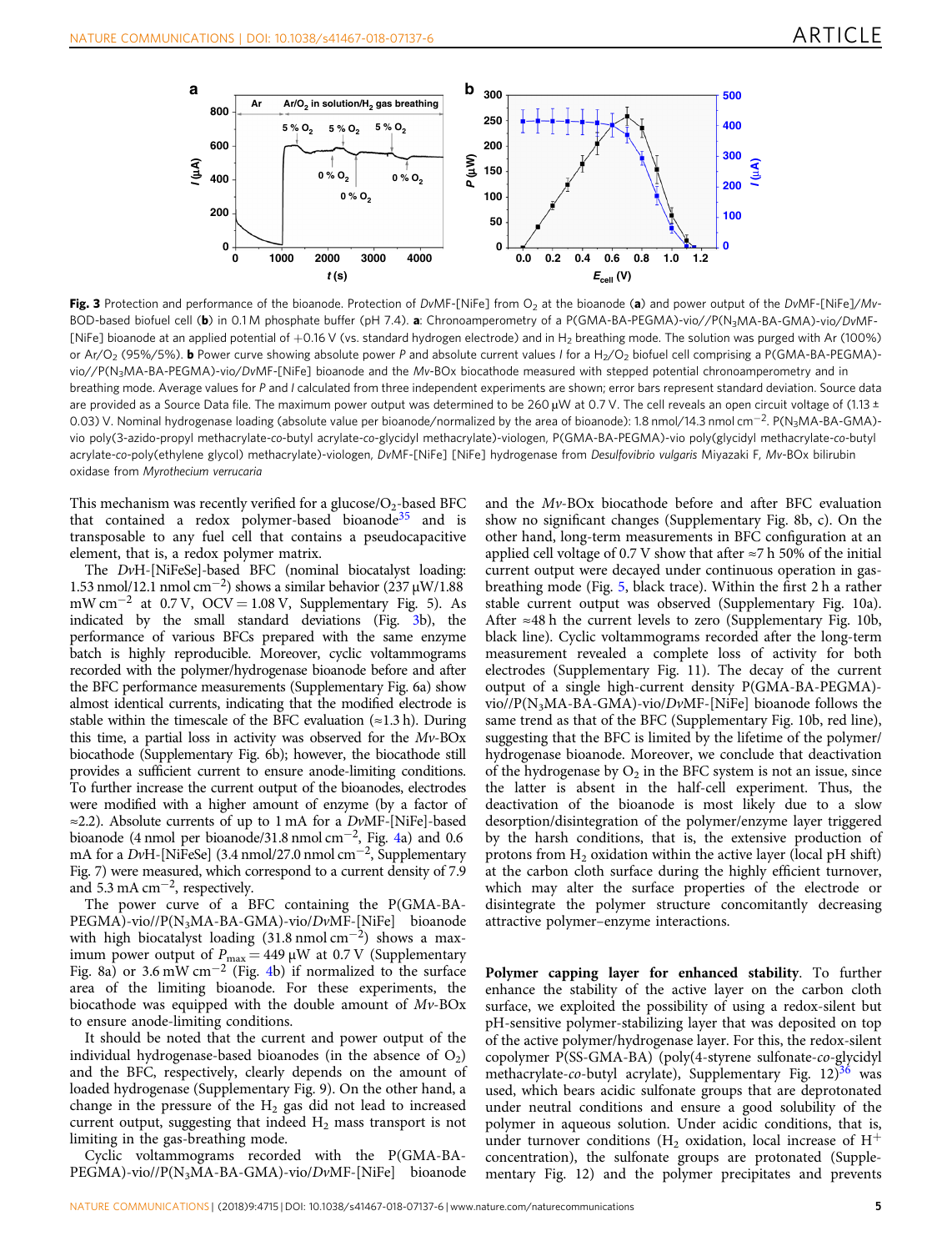**Fig. 3** Protection and performance of the bioanode. Protection of *Dv*MF-[NiFe] from $O_2$ at the bioanode (**a**) and power output of the *Dv*MF-[NiFe]/*Mv*-BOD-based biofuel cell (**b**) in 0.1 M phosphate buffer (pH 7.4). **a**: Chronoamperometry of a P(GMA-BA-PEGMA)-vio//P($N_3$MA-BA-GMA)-vio/*Dv*MF-[NiFe] bioanode at an applied potential of +0.16 V (vs. standard hydrogen electrode) and in $H_2$ breathing mode. The solution was purged with Ar (100%) or Ar/$O_2$ (95%/5%). **b** Power curve showing absolute power *P* and absolute current values *I* for a $H_2$/$O_2$ biofuel cell comprising a P(GMA-BA-PEGMA)-vio//P($N_3$MA-BA-PEGMA)-vio/*Dv*MF-[NiFe] bioanode and the *Mv*-BOx biocathode measured with stepped potential chronoamperometry and in breathing mode. Average values for *P* and *I* calculated from three independent experiments are shown; error bars represent standard deviation. Source data are provided as a Source Data file. The maximum power output was determined to be 260 μW at 0.7 V. The cell reveals an open circuit voltage of (1.13 ± 0.03) V. Nominal hydrogenase loading (absolute value per bioanode/normalized by the area of bioanode): 1.8 nmol/14.3 nmol $cm^{-2}$. P($N_3$MA-BA-GMA)-vio poly(3-azido-propyl methacrylate-*co*-butyl acrylate-*co*-glycidyl methacrylate)-viologen, P(GMA-BA-PEGMA)-vio poly(glycidyl methacrylate-*co*-butyl acrylate-*co*-poly(ethylene glycol) methacrylate)-viologen, *Dv*MF-[NiFe] [NiFe] hydrogenase from *Desulfovibrio vulgaris* Miyazaki F, *Mv*-BOx bilirubin oxidase from *Myrothecium verrucaria*

This mechanism was recently verified for a glucose/$O_2$-based BFC that contained a redox polymer-based bioanode[35] and is transposable to any fuel cell that contains a pseudocapacitive element, that is, a redox polymer matrix.

The *Dv*H-[NiFeSe]-based BFC (nominal biocatalyst loading: 1.53 nmol/12.1 nmol $cm^{-2}$) shows a similar behavior (237 μW/1.88 mW $cm^{-2}$ at 0.7 V, OCV = 1.08 V, Supplementary Fig. 5). As indicated by the small standard deviations (Fig. 3b), the performance of various BFCs prepared with the same enzyme batch is highly reproducible. Moreover, cyclic voltammograms recorded with the polymer/hydrogenase bioanode before and after the BFC performance measurements (Supplementary Fig. 6a) show almost identical currents, indicating that the modified electrode is stable within the timescale of the BFC evaluation (≈1.3 h). During this time, a partial loss in activity was observed for the *Mv*-BOx biocathode (Supplementary Fig. 6b); however, the biocathode still provides a sufficient current to ensure anode-limiting conditions. To further increase the current output of the bioanodes, electrodes were modified with a higher amount of enzyme (by a factor of ≈2.2). Absolute currents of up to 1 mA for a *Dv*MF-[NiFe]-based bioanode (4 nmol per bioanode/31.8 nmol $cm^{-2}$, Fig. 4a) and 0.6 mA for a *Dv*H-[NiFeSe] (3.4 nmol/27.0 nmol $cm^{-2}$, Supplementary Fig. 7) were measured, which correspond to a current density of 7.9 and 5.3 mA $cm^{-2}$, respectively.

The power curve of a BFC containing the P(GMA-BA-PEGMA)-vio//P($N_3$MA-BA-GMA)-vio/*Dv*MF-[NiFe] bioanode with high biocatalyst loading (31.8 nmol $cm^{-2}$) shows a maximum power output of $P_{max}$ = 449 μW at 0.7 V (Supplementary Fig. 8a) or 3.6 mW $cm^{-2}$ (Fig. 4b) if normalized to the surface area of the limiting bioanode. For these experiments, the biocathode was equipped with the double amount of *Mv*-BOx to ensure anode-limiting conditions.

It should be noted that the current and power output of the individual hydrogenase-based bioanodes (in the absence of $O_2$) and the BFC, respectively, clearly depends on the amount of loaded hydrogenase (Supplementary Fig. 9). On the other hand, a change in the pressure of the $H_2$ gas did not lead to increased current output, suggesting that indeed $H_2$ mass transport is not limiting in the gas-breathing mode.

Cyclic voltammograms recorded with the P(GMA-BA-PEGMA)-vio//P($N_3$MA-BA-GMA)-vio/*Dv*MF-[NiFe] bioanode and the *Mv*-BOx biocathode before and after BFC evaluation show no significant changes (Supplementary Fig. 8b, c). On the other hand, long-term measurements in BFC configuration at an applied cell voltage of 0.7 V show that after ≈7 h 50% of the initial current output were decayed under continuous operation in gas-breathing mode (Fig. 5, black trace). Within the first 2 h a rather stable current output was observed (Supplementary Fig. 10a). After ≈48 h the current levels to zero (Supplementary Fig. 10b, black line). Cyclic voltammograms recorded after the long-term measurement revealed a complete loss of activity for both electrodes (Supplementary Fig. 11). The decay of the current output of a single high-current density P(GMA-BA-PEGMA)-vio//P($N_3$MA-BA-GMA)-vio/*Dv*MF-[NiFe] bioanode follows the same trend as that of the BFC (Supplementary Fig. 10b, red line), suggesting that the BFC is limited by the lifetime of the polymer/hydrogenase bioanode. Moreover, we conclude that deactivation of the hydrogenase by $O_2$ in the BFC system is not an issue, since the latter is absent in the half-cell experiment. Thus, the deactivation of the bioanode is most likely due to a slow desorption/disintegration of the polymer/enzyme layer triggered by the harsh conditions, that is, the extensive production of protons from $H_2$ oxidation within the active layer (local pH shift) at the carbon cloth surface during the highly efficient turnover, which may alter the surface properties of the electrode or disintegrate the polymer structure concomitantly decreasing attractive polymer–enzyme interactions.

**Polymer capping layer for enhanced stability**. To further enhance the stability of the active layer on the carbon cloth surface, we exploited the possibility of using a redox-silent but pH-sensitive polymer-stabilizing layer that was deposited on top of the active polymer/hydrogenase layer. For this, the redox-silent copolymer P(SS-GMA-BA) (poly(4-styrene sulfonate-*co*-glycidyl methacrylate-*co*-butyl acrylate), Supplementary Fig. 12)[36] was used, which bears acidic sulfonate groups that are deprotonated under neutral conditions and ensure a good solubility of the polymer in aqueous solution. Under acidic conditions, that is, under turnover conditions ($H_2$ oxidation, local increase of $H^+$ concentration), the sulfonate groups are protonated (Supplementary Fig. 12) and the polymer precipitates and prevents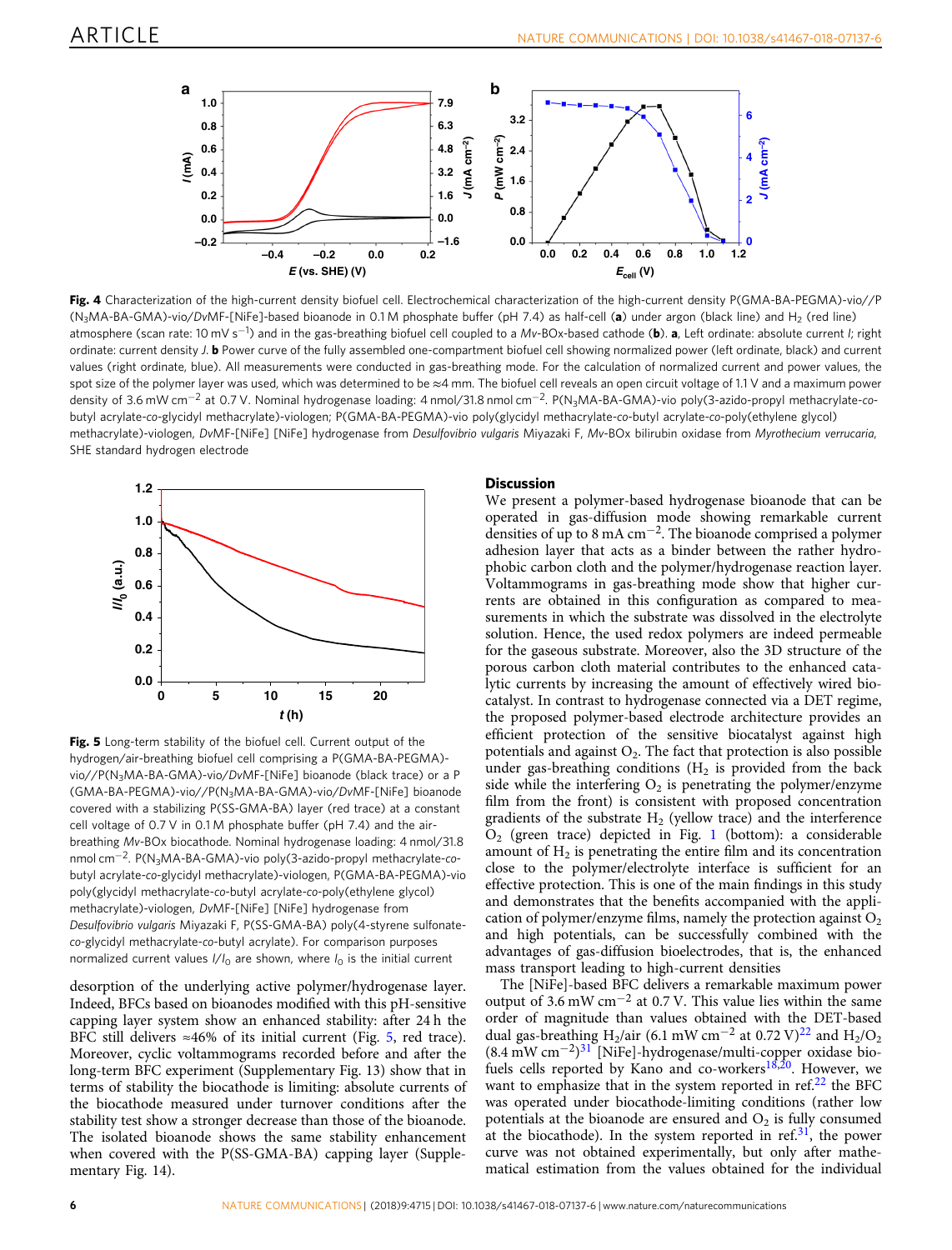**Fig. 4** Characterization of the high-current density biofuel cell. Electrochemical characterization of the high-current density P(GMA-BA-PEGMA)-vio//P($N_3$MA-BA-GMA)-vio/*Dv*MF-[NiFe]-based bioanode in 0.1 M phosphate buffer (pH 7.4) as half-cell (**a**) under argon (black line) and $H_2$ (red line) atmosphere (scan rate: 10 mV $s^{-1}$) and in the gas-breathing biofuel cell coupled to a *Mv*-BOx-based cathode (**b**). **a**, Left ordinate: absolute current *I*; right ordinate: current density *J*. **b** Power curve of the fully assembled one-compartment biofuel cell showing normalized power (left ordinate, black) and current values (right ordinate, blue). All measurements were conducted in gas-breathing mode. For the calculation of normalized current and power values, the spot size of the polymer layer was used, which was determined to be ≈4 mm. The biofuel cell reveals an open circuit voltage of 1.1 V and a maximum power density of 3.6 mW $cm^{-2}$ at 0.7 V. Nominal hydrogenase loading: 4 nmol/31.8 nmol $cm^{-2}$. P($N_3$MA-BA-GMA)-vio poly(3-azido-propyl methacrylate-*co*-butyl acrylate-*co*-glycidyl methacrylate)-viologen; P(GMA-BA-PEGMA)-vio poly(glycidyl methacrylate-*co*-butyl acrylate-*co*-poly(ethylene glycol) methacrylate)-viologen, *Dv*MF-[NiFe] [NiFe] hydrogenase from *Desulfovibrio vulgaris* Miyazaki F, *Mv*-BOx bilirubin oxidase from *Myrothecium verrucaria*, SHE standard hydrogen electrode

**Fig. 5** Long-term stability of the biofuel cell. Current output of the hydrogen/air-breathing biofuel cell comprising a P(GMA-BA-PEGMA)-vio//P($N_3$MA-BA-GMA)-vio/*Dv*MF-[NiFe] bioanode (black trace) or a P(GMA-BA-PEGMA)-vio//P($N_3$MA-BA-GMA)-vio/*Dv*MF-[NiFe] bioanode covered with a stabilizing P(SS-GMA-BA) layer (red trace) at a constant cell voltage of 0.7 V in 0.1 M phosphate buffer (pH 7.4) and the air-breathing *Mv*-BOx biocathode. Nominal hydrogenase loading: 4 nmol/31.8 nmol $cm^{-2}$. P($N_3$MA-BA-GMA)-vio poly(3-azido-propyl methacrylate-*co*-butyl acrylate-*co*-glycidyl methacrylate)-viologen, P(GMA-BA-PEGMA)-vio poly(glycidyl methacrylate-*co*-butyl acrylate-*co*-poly(ethylene glycol) methacrylate)-viologen, *Dv*MF-[NiFe] [NiFe] hydrogenase from *Desulfovibrio vulgaris* Miyazaki F, P(SS-GMA-BA) poly(4-styrene sulfonate-*co*-glycidyl methacrylate-*co*-butyl acrylate). For comparison purposes normalized current values $I/I_0$ are shown, where $I_0$ is the initial current

desorption of the underlying active polymer/hydrogenase layer. Indeed, BFCs based on bioanodes modified with this pH-sensitive capping layer system show an enhanced stability: after 24 h the BFC still delivers ≈46% of its initial current (Fig. 5, red trace). Moreover, cyclic voltammograms recorded before and after the long-term BFC experiment (Supplementary Fig. 13) show that in terms of stability the biocathode is limiting: absolute currents of the biocathode measured under turnover conditions after the stability test show a stronger decrease than those of the bioanode. The isolated bioanode shows the same stability enhancement when covered with the P(SS-GMA-BA) capping layer (Supplementary Fig. 14).

## Discussion

We present a polymer-based hydrogenase bioanode that can be operated in gas-diffusion mode showing remarkable current densities of up to 8 mA $cm^{-2}$. The bioanode comprised a polymer adhesion layer that acts as a binder between the rather hydrophobic carbon cloth and the polymer/hydrogenase reaction layer. Voltammograms in gas-breathing mode show that higher currents are obtained in this configuration as compared to measurements in which the substrate was dissolved in the electrolyte solution. Hence, the used redox polymers are indeed permeable for the gaseous substrate. Moreover, also the 3D structure of the porous carbon cloth material contributes to the enhanced catalytic currents by increasing the amount of effectively wired biocatalyst. In contrast to hydrogenase connected via a DET regime, the proposed polymer-based electrode architecture provides an efficient protection of the sensitive biocatalyst against high potentials and against $O_2$. The fact that protection is also possible under gas-breathing conditions ($H_2$ is provided from the back side while the interfering $O_2$ is penetrating the polymer/enzyme film from the front) is consistent with proposed concentration gradients of the substrate $H_2$ (yellow trace) and the interference $O_2$ (green trace) depicted in Fig. 1 (bottom): a considerable amount of $H_2$ is penetrating the entire film and its concentration close to the polymer/electrolyte interface is sufficient for an effective protection. This is one of the main findings in this study and demonstrates that the benefits accompanied with the application of polymer/enzyme films, namely the protection against $O_2$ and high potentials, can be successfully combined with the advantages of gas-diffusion bioelectrodes, that is, the enhanced mass transport leading to high-current densities

The [NiFe]-based BFC delivers a remarkable maximum power output of 3.6 mW $cm^{-2}$ at 0.7 V. This value lies within the same order of magnitude than values obtained with the DET-based dual gas-breathing $H_2$/air (6.1 mW $cm^{-2}$ at 0.72 V)[22] and $H_2/O_2$ (8.4 mW $cm^{-2}$)[31] [NiFe]-hydrogenase/multi-copper oxidase biofuels cells reported by Kano and co-workers[18,20]. However, we want to emphasize that in the system reported in ref.[22] the BFC was operated under biocathode-limiting conditions (rather low potentials at the bioanode are ensured and $O_2$ is fully consumed at the biocathode). In the system reported in ref.[31], the power curve was not obtained experimentally, but only after mathematical estimation from the values obtained for the individual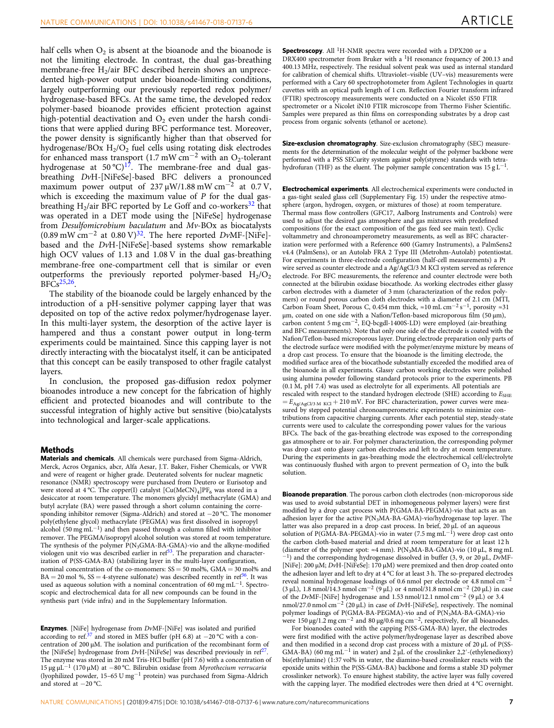half cells when $O_2$ is absent at the bioanode and the bioanode is not the limiting electrode. In contrast, the dual gas-breathing membrane-free $H_2$/air BFC described herein shows an unprecedented high-power output under bioanode-limiting conditions, largely outperforming our previously reported redox polymer/hydrogenase-based BFCs. At the same time, the developed redox polymer-based bioanode provides efficient protection against high-potential deactivation and $O_2$ even under the harsh conditions that were applied during BFC performance test. Moreover, the power density is significantly higher than that observed for hydrogenase/BOx $H_2/O_2$ fuel cells using rotating disk electrodes for enhanced mass transport (1.7 mW cm$^{-2}$ with an $O_2$-tolerant hydrogenase at 50 °C)[17]. The membrane-free and dual gas-breathing *Dv*H-[NiFeSe]-based BFC delivers a pronounced maximum power output of 237 μW/1.88 mW cm$^{-2}$ at 0.7 V, which is exceeding the maximum value of *P* for the dual gas-breathing $H_2$/air BFC reported by Le Goff and co-workers[32] that was operated in a DET mode using the [NiFeSe] hydrogenase from *Desulfomicrobium baculatum* and *Mv*-BOx as biocatalysts (0.89 mW cm$^{-2}$ at 0.80 V)[32]. The here reported *Dv*MF-[NiFe]-based and the *Dv*H-[NiFeSe]-based systems show remarkable high OCV values of 1.13 and 1.08 V in the dual gas-breathing membrane-free one-compartment cell that is similar or even outperforms the previously reported polymer-based $H_2/O_2$ BFCs[25,26].

The stability of the bioanode could be largely enhanced by the introduction of a pH-sensitive polymer capping layer that was deposited on top of the active redox polymer/hydrogenase layer. In this multi-layer system, the desorption of the active layer is hampered and thus a constant power output in long-term experiments could be maintained. Since this capping layer is not directly interacting with the biocatalyst itself, it can be anticipated that this concept can be easily transposed to other fragile catalyst layers.

In conclusion, the proposed gas-diffusion redox polymer bioanodes introduce a new concept for the fabrication of highly efficient and protected bioanodes and will contribute to the successful integration of highly active but sensitive (bio)catalysts into technological and larger-scale applications.

## Methods

**Materials and chemicals**. All chemicals were purchased from Sigma-Aldrich, Merck, Acros Organics, abcr, Alfa Aesar, J.T. Baker, Fisher Chemicals, or VWR and were of reagent or higher grade. Deuterated solvents for nuclear magnetic resonance (NMR) spectroscopy were purchased from Deutero or Eurisotop and were stored at 4 °C. The copper(I) catalyst $[Cu(MeCN)_4]PF_6$ was stored in a desiccator at room temperature. The monomers glycidyl methacrylate (GMA) and butyl acrylate (BA) were passed through a short column containing the corresponding inhibitor remover (Sigma-Aldrich) and stored at −20 °C. The monomer poly(ethylene glycol) methacrylate (PEGMA) was first dissolved in isopropyl alcohol (50 mg mL$^{-1}$) and then passed through a column filled with inhibitor remover. The PEGMA/isopropyl alcohol solution was stored at room temperature. The synthesis of the polymer P($N_3$GMA-BA-GMA)-vio and the alkyne-modified viologen unit vio was described earlier in ref[33]. The preparation and characterization of P(SS-GMA-BA) (stabilizing layer in the multi-layer configuration, nominal concentration of the co-monomers: SS = 50 mol%, GMA = 30 mol% and BA = 20 mol %, SS = 4-styrene sulfonate) was described recently in ref[36]. It was used as aqueous solution with a nominal concentration of 60 mg mL$^{-1}$. Spectroscopic and electrochemical data for all new compounds can be found in the synthesis part (vide infra) and in the Supplementary Information.

**Enzymes**. [NiFe] hydrogenase from *Dv*MF-[NiFe] was isolated and purified according to ref.[37] and stored in MES buffer (pH 6.8) at −20 °C with a concentration of 200 μM. The isolation and purification of the recombinant form of the [NiFeSe] hydrogenase from *Dv*H-[NiFeSe] was described previously in ref[27]. The enzyme was stored in 20 mM Tris-HCl buffer (pH 7.6) with a concentration of 15 μg μL$^{-1}$ (170 μM) at −80 °C. Bilirubin oxidase from *Myrothecium verrucaria* (lyophilized powder, 15–65 U mg$^{-1}$ protein) was purchased from Sigma-Aldrich and stored at −20 °C.

**Spectroscopy**. All $^1$H-NMR spectra were recorded with a DPX200 or a DRX400 spectrometer from Bruker with a $^1$H resonance frequency of 200.13 and 400.13 MHz, respectively. The residual solvent peak was used as internal standard for calibration of chemical shifts. Ultraviolet–visible (UV–vis) measurements were performed with a Cary 60 spectrophotometer from Agilent Technologies in quartz cuvettes with an optical path length of 1 cm. Reflection Fourier transform infrared (FTIR) spectroscopy measurements were conducted on a Nicolet iS50 FTIR spectrometer or a Nicolet iN10 FTIR microscope from Thermo Fisher Scientific. Samples were prepared as thin films on corresponding substrates by a drop cast process from organic solvents (ethanol or acetone).

**Size-exclusion chromatography**. Size-exclusion chromatography (SEC) measurements for the determination of the molecular weight of the polymer backbone were performed with a PSS SECurity system against poly(styrene) standards with tetrahydrofuran (THF) as the eluent. The polymer sample concentration was 15 g L$^{-1}$.

**Electrochemical experiments**. All electrochemical experiments were conducted in a gas-tight sealed glass cell (Supplementary Fig. 15) under the respective atmosphere (argon, hydrogen, oxygen, or mixtures of those) at room temperature. Thermal mass flow controllers (GFC17, Aalborg Instruments and Controls) were used to adjust the desired gas atmosphere and gas mixtures with predefined compositions (for the exact composition of the gas feed see main text). Cyclic voltammetry and chronoamperometry measurements, as well as BFC characterization were performed with a Reference 600 (Gamry Instruments), a PalmSens2 v4.4 (PalmSens), or an Autolab FRA 2 Type III (Metrohm-Autolab) potentiostat. For experiments in three-electrode configuration (half-cell measurements) a Pt wire served as counter electrode and a Ag/AgCl/3 M KCl system served as reference electrode. For BFC measurements, the reference and counter electrode were both connected at the bilirubin oxidase biocathode. As working electrodes either glassy carbon electrodes with a diameter of 3 mm (characterization of the redox polymers) or round porous carbon cloth electrodes with a diameter of 2.1 cm (MTI, Carbon Foam Sheet, Porous C, 0.454 mm thick, ≈10 mL cm$^{-2}$ s$^{-1}$, porosity ≈31 μm, coated on one side with a Nafion/Teflon-based microporous film (50 μm), carbon content 5 mg cm$^{-2}$, EQ-bcgdl-1400S-LD) were employed (air-breathing and BFC measurements). Note that only one side of the electrode is coated with the Nafion/Teflon-based microporous layer. During electrode preparation only parts of the electrode surface were modified with the polymer/enzyme mixture by means of a drop cast process. To ensure that the bioanode is the limiting electrode, the modified surface area of the biocathode substantially exceeded the modified area of the bioanode in all experiments. Glassy carbon working electrodes were polished using alumina powder following standard protocols prior to the experiments. PB (0.1 M, pH 7.4) was used as electrolyte for all experiments. All potentials are rescaled with respect to the standard hydrogen electrode (SHE) according to $E_{SHE} = E_{Ag/AgCl/3\ M\ KCl} + 210$ mV. For BFC characterization, power curves were measured by stepped potential chronoamperometric experiments to minimize contributions from capacitive charging currents. After each potential step, steady-state currents were used to calculate the corresponding power values for the various BFCs. The back of the gas-breathing electrode was exposed to the corresponding gas atmosphere or to air. For polymer characterization, the corresponding polymer was drop cast onto glassy carbon electrodes and left to dry at room temperature. During the experiments in gas-breathing mode the electrochemical cell/electrolyte was continuously flushed with argon to prevent permeation of $O_2$ into the bulk solution.

**Bioanode preparation**. The porous carbon cloth electrodes (non-microporous side was used to avoid substantial DET in inhomogeneous polymer layers) were first modified by a drop cast process with P(GMA-BA-PEGMA)-vio that acts as an adhesion layer for the active P($N_3$MA-BA-GMA)-vio/hydrogenase top layer. The latter was also prepared in a drop cast process. In brief, 20 μL of an aqueous solution of P(GMA-BA-PEGMA)-vio in water (7.5 mg mL$^{-1}$) were drop cast onto the carbon cloth-based material and dried at room temperature for at least 12 h (diameter of the polymer spot: ≈4 mm). P($N_3$MA-BA-GMA)-vio (10 μL, 8 mg mL$^{-1}$) and the corresponding hydrogenase dissolved in buffer (3, 9, or 20 μL, *Dv*MF-[NiFe]: 200 μM; *Dv*H-[NiFeSe]: 170 μM) were premixed and then drop coated onto the adhesion layer and left to dry at 4 °C for at least 3 h. The so-prepared electrodes reveal nominal hydrogenase loadings of 0.6 nmol per electrode or 4.8 nmol cm$^{-2}$ (3 μL), 1.8 nmol/14.3 nmol cm$^{-2}$ (9 μL) or 4 nmol/31.8 nmol cm$^{-2}$ (20 μL) in case of the *Dv*MF-[NiFe] hydrogenase and 1.53 nmol/12.1 nmol cm$^{-2}$ (9 μL) or 3.4 nmol/27.0 nmol cm$^{-2}$ (20 μL) in case of *Dv*H-[NiFeSe], respectively. The nominal polymer loadings of P(GMA-BA-PEGMA)-vio and of P($N_3$MA-BA-GMA)-vio were 150 μg/1.2 mg cm$^{-2}$ and 80 μg/0.6 mg cm$^{-2}$, respectively, for all bioanodes.

For bioanodes coated with the capping P(SS-GMA-BA) layer, the electrodes were first modified with the active polymer/hydrogenase layer as described above and then modified in a second drop cast process with a mixture of 20 μL of P(SS-GMA-BA) (60 mg mL$^{-1}$ in water) and 2 μL of the crosslinker 2,2′-(ethylenedioxy)bis(ethylamine) (1:37 vol% in water, the diamino-based crosslinker reacts with the epoxide units within the P(SS-GMA-BA) backbone and forms a stable 3D polymer crosslinker network). To ensure highest stability, the active layer was fully covered with the capping layer. The modified electrodes were then dried at 4 °C overnight.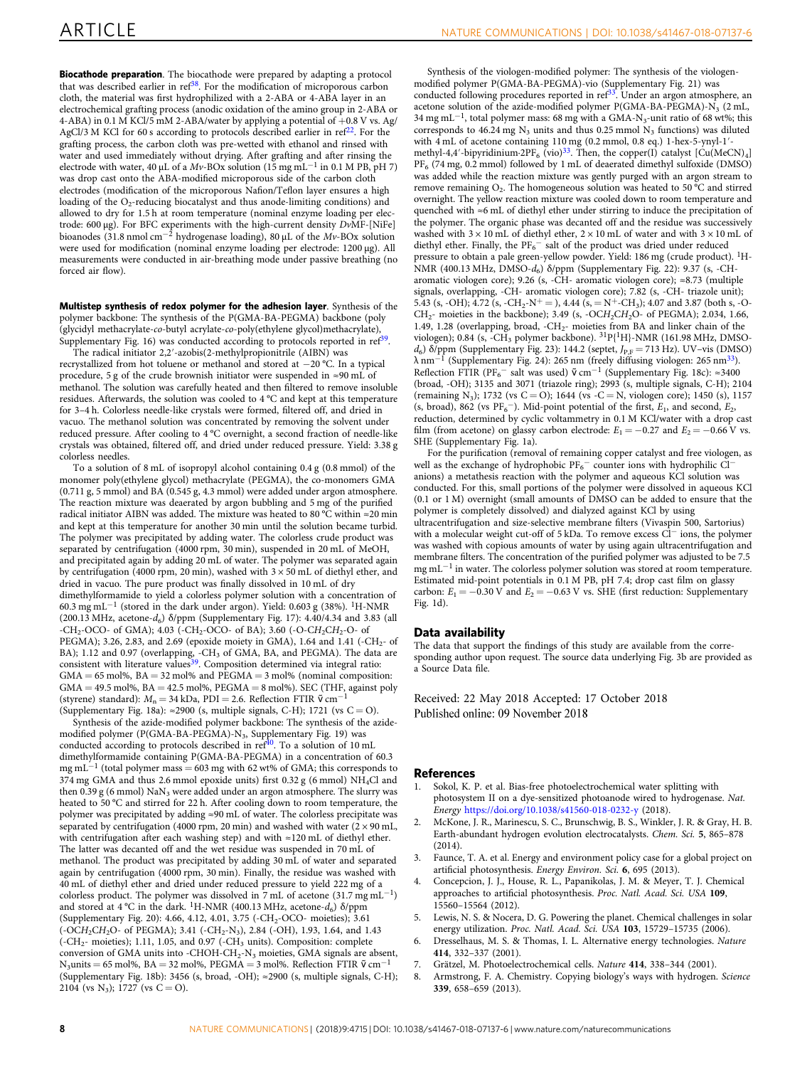**Biocathode preparation**. The biocathode were prepared by adapting a protocol that was described earlier in ref[38]. For the modification of microporous carbon cloth, the material was first hydrophilized with a 2-ABA or 4-ABA layer in an electrochemical grafting process (anodic oxidation of the amino group in 2-ABA or 4-ABA) in 0.1 M KCl/5 mM 2-ABA/water by applying a potential of +0.8 V vs. Ag/AgCl/3 M KCl for 60 s according to protocols described earlier in ref[22]. For the grafting process, the carbon cloth was pre-wetted with ethanol and rinsed with water and used immediately without drying. After grafting and after rinsing the electrode with water, 40 µL of a *Mv*-BOx solution (15 mg mL$^{-1}$ in 0.1 M PB, pH 7) was drop cast onto the ABA-modified microporous side of the carbon cloth electrodes (modification of the microporous Nafion/Teflon layer ensures a high loading of the $O_2$-reducing biocatalyst and thus anode-limiting conditions) and allowed to dry for 1.5 h at room temperature (nominal enzyme loading per electrode: 600 µg). For BFC experiments with the high-current density *Dv*MF-[NiFe] bioanodes (31.8 nmol cm$^{-2}$ hydrogenase loading), 80 µL of the *Mv*-BOx solution were used for modification (nominal enzyme loading per electrode: 1200 µg). All measurements were conducted in air-breathing mode under passive breathing (no forced air flow).

**Multistep synthesis of redox polymer for the adhesion layer**. Synthesis of the polymer backbone: The synthesis of the P(GMA-BA-PEGMA) backbone (poly (glycidyl methacrylate-*co*-butyl acrylate-*co*-poly(ethylene glycol)methacrylate), Supplementary Fig. 16) was conducted according to protocols reported in ref[39].

The radical initiator 2,2′-azobis(2-methylpropionitrile (AIBN) was recrystallized from hot toluene or methanol and stored at −20 °C. In a typical procedure, 5 g of the crude brownish initiator were suspended in ≈90 mL of methanol. The solution was carefully heated and then filtered to remove insoluble residues. Afterwards, the solution was cooled to 4 °C and kept at this temperature for 3–4 h. Colorless needle-like crystals were formed, filtered off, and dried in vacuo. The methanol solution was concentrated by removing the solvent under reduced pressure. After cooling to 4 °C overnight, a second fraction of needle-like crystals was obtained, filtered off, and dried under reduced pressure. Yield: 3.38 g colorless needles.

To a solution of 8 mL of isopropyl alcohol containing 0.4 g (0.8 mmol) of the monomer poly(ethylene glycol) methacrylate (PEGMA), the co-monomers GMA (0.711 g, 5 mmol) and BA (0.545 g, 4.3 mmol) were added under argon atmosphere. The reaction mixture was deaerated by argon bubbling and 5 mg of the purified radical initiator AIBN was added. The mixture was heated to 80 °C within ≈20 min and kept at this temperature for another 30 min until the solution became turbid. The polymer was precipitated by adding water. The colorless crude product was separated by centrifugation (4000 rpm, 30 min), suspended in 20 mL of MeOH, and precipitated again by adding 20 mL of water. The polymer was separated again by centrifugation (4000 rpm, 20 min), washed with 3 × 50 mL of diethyl ether, and dried in vacuo. The pure product was finally dissolved in 10 mL of dry dimethylformamide to yield a colorless polymer solution with a concentration of 60.3 mg mL$^{-1}$ (stored in the dark under argon). Yield: 0.603 g (38%). $^1$H-NMR (200.13 MHz, acetone-$d_6$) δ/ppm (Supplementary Fig. 17): 4.40/4.34 and 3.83 (all -$CH_2$-OCO- of GMA); 4.03 (-$CH_2$-OCO- of BA); 3.60 (-O-$CH_2CH_2$-O- of PEGMA); 3.26, 2.83, and 2.69 (epoxide moiety in GMA), 1.64 and 1.41 (-$CH_2$- of BA); 1.12 and 0.97 (overlapping, -$CH_3$ of GMA, BA, and PEGMA). The data are consistent with literature values[39]. Composition determined via integral ratio: GMA = 65 mol%, BA = 32 mol% and PEGMA = 3 mol% (nominal composition: GMA = 49.5 mol%, BA = 42.5 mol%, PEGMA = 8 mol%). SEC (THF, against poly (styrene) standard): $M_n$ = 34 kDa, PDI = 2.6. Reflection FTIR $\tilde{\nu}$ cm$^{-1}$ (Supplementary Fig. 18a): ≈2900 (s, multiple signals, C-H); 1721 (vs C = O).

Synthesis of the azide-modified polymer backbone: The synthesis of the azide-modified polymer (P(GMA-BA-PEGMA)-$N_3$, Supplementary Fig. 19) was conducted according to protocols described in ref[40]. To a solution of 10 mL dimethylformamide containing P(GMA-BA-PEGMA) in a concentration of 60.3 mg mL$^{-1}$ (total polymer mass = 603 mg with 62 wt% of GMA; this corresponds to 374 mg GMA and thus 2.6 mmol epoxide units) first 0.32 g (6 mmol) $NH_4$Cl and then 0.39 g (6 mmol) $NaN_3$ were added under an argon atmosphere. The slurry was heated to 50 °C and stirred for 22 h. After cooling down to room temperature, the polymer was precipitated by adding ≈90 mL of water. The colorless precipitate was separated by centrifugation (4000 rpm, 20 min) and washed with water (2 × 90 mL, with centrifugation after each washing step) and with ≈120 mL of diethyl ether. The latter was decanted off and the wet residue was suspended in 70 mL of methanol. The product was precipitated by adding 30 mL of water and separated again by centrifugation (4000 rpm, 30 min). Finally, the residue was washed with 40 mL of diethyl ether and dried under reduced pressure to yield 222 mg of a colorless product. The polymer was dissolved in 7 mL of acetone (31.7 mg mL$^{-1}$) and stored at 4 °C in the dark. $^1$H-NMR (400.13 MHz, acetone-$d_6$) δ/ppm (Supplementary Fig. 20): 4.66, 4.12, 4.01, 3.75 (-$CH_2$-OCO- moieties); 3.61 (-O$CH_2CH_2$O- of PEGMA); 3.41 (-$CH_2$-$N_3$), 2.84 (-OH), 1.93, 1.64, and 1.43 (-$CH_2$- moieties); 1.11, 1.05, and 0.97 (-$CH_3$ units). Composition: complete conversion of GMA units into -CHOH-$CH_2$-$N_3$ moieties, GMA signals are absent, $N_3$units = 65 mol%, BA = 32 mol%, PEGMA = 3 mol%. Reflection FTIR $\tilde{\nu}$ cm$^{-1}$ (Supplementary Fig. 18b): 3456 (s, broad, -OH); ≈2900 (s, multiple signals, C-H); 2104 (vs $N_3$); 1727 (vs C = O).

Synthesis of the viologen-modified polymer: The synthesis of the viologen-modified polymer P(GMA-BA-PEGMA)-vio (Supplementary Fig. 21) was conducted following procedures reported in ref[33]. Under an argon atmosphere, an acetone solution of the azide-modified polymer P(GMA-BA-PEGMA)-$N_3$ (2 mL, 34 mg mL$^{-1}$, total polymer mass: 68 mg with a GMA-$N_3$-unit ratio of 68 wt%; this corresponds to 46.24 mg $N_3$ units and thus 0.25 mmol $N_3$ functions) was diluted with 4 mL of acetone containing 110 mg (0.2 mmol, 0.8 eq.) 1-hex-5-ynyl-1′-methyl-4,4′-bipyridinium-2$PF_6$ (vio)[33]. Then, the copper(I) catalyst $[Cu(MeCN)_4]PF_6$ (74 mg, 0.2 mmol) followed by 1 mL of deaerated dimethyl sulfoxide (DMSO) was added while the reaction mixture was gently purged with an argon stream to remove remaining $O_2$. The homogeneous solution was heated to 50 °C and stirred overnight. The yellow reaction mixture was cooled down to room temperature and quenched with ≈6 mL of diethyl ether under stirring to induce the precipitation of the polymer. The organic phase was decanted off and the residue was successively washed with 3 × 10 mL of diethyl ether, 2 × 10 mL of water and with 3 × 10 mL of diethyl ether. Finally, the $PF_6^-$ salt of the product was dried under reduced pressure to obtain a pale green-yellow powder. Yield: 186 mg (crude product). $^1$H-NMR (400.13 MHz, DMSO-$d_6$) δ/ppm (Supplementary Fig. 22): 9.37 (s, -CH-aromatic viologen core); 9.26 (s, -CH- aromatic viologen core); ≈8.73 (multiple signals, overlapping, -CH- aromatic viologen core); 7.82 (s, -CH- triazole unit); 5.43 (s, -OH); 4.72 (s, -$CH_2$-$N^+$ = ), 4.44 (s, = $N^+$-$CH_3$); 4.07 and 3.87 (both s, -O-$CH_2$- moieties in the backbone); 3.49 (s, -O$CH_2CH_2$O- of PEGMA); 2.034, 1.66, 1.49, 1.28 (overlapping, broad, -$CH_2$- moieties from BA and linker chain of the viologen); 0.84 (s, -$CH_3$ polymer backbone). $^{31}$P{$^1$H}-NMR (161.98 MHz, DMSO-$d_6$) δ/ppm (Supplementary Fig. 23): 144.2 (septet, $J_{P,F}$ = 713 Hz). UV–vis (DMSO) λ nm$^{-1}$ (Supplementary Fig. 24): 265 nm (freely diffusing viologen: 265 nm[33]). Reflection FTIR ($PF_6^-$ salt was used) $\tilde{\nu}$ cm$^{-1}$ (Supplementary Fig. 18c): ≈3400 (broad, -OH); 3135 and 3071 (triazole ring); 2993 (s, multiple signals, C-H); 2104 (remaining $N_3$); 1732 (vs C = O); 1644 (vs -C = N, viologen core); 1450 (s), 1157 (s, broad), 862 (vs $PF_6^-$). Mid-point potential of the first, $E_1$, and second, $E_2$, reduction, determined by cyclic voltammetry in 0.1 M KCl/water with a drop cast film (from acetone) on glassy carbon electrode: $E_1$ = −0.27 and $E_2$ = −0.66 V vs. SHE (Supplementary Fig. 1a).

For the purification (removal of remaining copper catalyst and free viologen, as well as the exchange of hydrophobic $PF_6^-$ counter ions with hydrophilic $Cl^-$ anions) a metathesis reaction with the polymer and aqueous KCl solution was conducted. For this, small portions of the polymer were dissolved in aqueous KCl (0.1 or 1 M) overnight (small amounts of DMSO can be added to ensure that the polymer is completely dissolved) and dialyzed against KCl by using ultracentrifugation and size-selective membrane filters (Vivaspin 500, Sartorius) with a molecular weight cut-off of 5 kDa. To remove excess $Cl^-$ ions, the polymer was washed with copious amounts of water by using again ultracentrifugation and membrane filters. The concentration of the purified polymer was adjusted to be 7.5 mg mL$^{-1}$ in water. The colorless polymer solution was stored at room temperature. Estimated mid-point potentials in 0.1 M PB, pH 7.4; drop cast film on glassy carbon: $E_1$ = −0.30 V and $E_2$ = −0.63 V vs. SHE (first reduction: Supplementary Fig. 1d).

## Data availability

The data that support the findings of this study are available from the corresponding author upon request. The source data underlying Fig. 3b are provided as a Source Data file.

Received: 22 May 2018 Accepted: 17 October 2018
Published online: 09 November 2018

## References

1. Sokol, K. P. et al. Bias-free photoelectrochemical water splitting with photosystem II on a dye-sensitized photoanode wired to hydrogenase. *Nat. Energy* https://doi.org/10.1038/s41560-018-0232-y (2018).
2. McKone, J. R., Marinescu, S. C., Brunschwig, B. S., Winkler, J. R. & Gray, H. B. Earth-abundant hydrogen evolution electrocatalysts. *Chem. Sci.* **5**, 865–878 (2014).
3. Faunce, T. A. et al. Energy and environment policy case for a global project on artificial photosynthesis. *Energy Environ. Sci.* **6**, 695 (2013).
4. Concepcion, J. J., House, R. L., Papanikolas, J. M. & Meyer, T. J. Chemical approaches to artificial photosynthesis. *Proc. Natl. Acad. Sci. USA* **109**, 15560–15564 (2012).
5. Lewis, N. S. & Nocera, D. G. Powering the planet. Chemical challenges in solar energy utilization. *Proc. Natl. Acad. Sci. USA* **103**, 15729–15735 (2006).
6. Dresselhaus, M. S. & Thomas, I. L. Alternative energy technologies. *Nature* **414**, 332–337 (2001).
7. Grätzel, M. Photoelectrochemical cells. *Nature* **414**, 338–344 (2001).
8. Armstrong, F. A. Chemistry. Copying biology's ways with hydrogen. *Science* **339**, 658–659 (2013).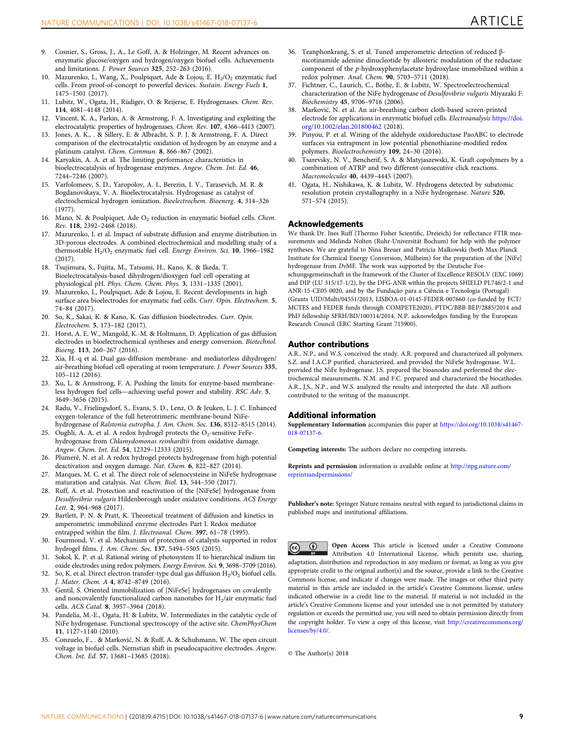9. Cosnier, S., Gross, J., A., Le Goff, A. & Holzinger, M. Recent advances on enzymatic glucose/oxygen and hydrogen/oxygen biofuel cells. Achievements and limitations. *J. Power Sources* **325**, 252–263 (2016).
10. Mazurenko, I., Wang, X., Poulpiquet, Ade & Lojou, E. $H_2/O_2$ enzymatic fuel cells. From proof-of-concept to powerful devices. *Sustain. Energy Fuels* **1**, 1475–1501 (2017).
11. Lubitz, W., Ogata, H., Rüdiger, O. & Reijerse, E. Hydrogenases. *Chem. Rev.* **114**, 4081–4148 (2014).
12. Vincent, K. A., Parkin, A. & Armstrong, F. A. Investigating and exploiting the electrocatalytic properties of hydrogenases. *Chem. Rev.* **107**, 4366–4413 (2007).
13. Jones, A. K., . & Sillery, E. & Albracht, S. P. J. & Armstrong, F. A. Direct comparison of the electrocatalytic oxidation of hydrogen by an enzyme and a platinum catalyst. *Chem. Commun.* **8**, 866–867 (2002).
14. Karyakin, A. A. et al. The limiting performance characteristics in bioelectrocatalysis of hydrogenase enzymes. *Angew. Chem. Int. Ed.* **46**, 7244–7246 (2007).
15. Varfolomeev, S. D., Yaropolov, A. I., Berezin, I. V., Tarasevich, M. R. & Bogdanovskaya, V. A. Bioelectrocatalysis. Hydrogenase as catalyst of electrochemical hydrogen ionization. *Bioelectrochem. Bioenerg.* **4**, 314–326 (1977).
16. Mano, N. & Poulpiquet, Ade $O_2$ reduction in enzymatic biofuel cells. *Chem. Rev.* **118**, 2392–2468 (2018).
17. Mazurenko, I. et al. Impact of substrate diffusion and enzyme distribution in 3D-porous electrodes. A combined electrochemical and modelling study of a thermostable $H_2/O_2$ enzymatic fuel cell. *Energy Environ. Sci.* **10**, 1966–1982 (2017).
18. Tsujimura, S., Fujita, M., Tatsumi, H., Kano, K. & Ikeda, T. Bioelectrocatalysis-based dihydrogen/dioxygen fuel cell operating at physiological pH. *Phys. Chem. Chem. Phys.* **3**, 1331–1335 (2001).
19. Mazurenko, I., Poulpiquet, Ade & Lojou, E. Recent developments in high surface area bioelectrodes for enzymatic fuel cells. *Curr. Opin. Electrochem.* **5**, 74–84 (2017).
20. So, K., Sakai, K. & Kano, K. Gas diffusion bioelectrodes. *Curr. Opin. Electrochem.* **5**, 173–182 (2017).
21. Horst, A. E. W., Mangold, K.-M. & Holtmann, D. Application of gas diffusion electrodes in bioelectrochemical syntheses and energy conversion. *Biotechnol. Bioeng.* **113**, 260–267 (2016).
22. Xia, H.-q et al. Dual gas-diffusion membrane- and mediatorless dihydrogen/air-breathing biofuel cell operating at room temperature. *J. Power Sources* **335**, 105–112 (2016).
23. Xu, L. & Armstrong, F. A. Pushing the limits for enzyme-based membrane-less hydrogen fuel cells—achieving useful power and stability. *RSC Adv.* **5**, 3649–3656 (2015).
24. Radu, V., Frielingsdorf, S., Evans, S. D., Lenz, O. & Jeuken, L. J. C. Enhanced oxygen-tolerance of the full heterotrimeric membrane-bound NiFe-hydrogenase of *Ralstonia eutropha*. *J. Am. Chem. Soc.* **136**, 8512–8515 (2014).
25. Oughli, A. A. et al. A redox hydrogel protects the $O_2$-sensitive FeFe-hydrogenase from *Chlamydomonas reinhardtii* from oxidative damage. *Angew. Chem. Int. Ed.* **54**, 12329–12333 (2015).
26. Plumeré, N. et al. A redox hydrogel protects hydrogenase from high-potential deactivation and oxygen damage. *Nat. Chem.* **6**, 822–827 (2014).
27. Marques, M. C. et al. The direct role of selenocysteine in NiFeSe hydrogenase maturation and catalysis. *Nat. Chem. Biol.* **13**, 544–550 (2017).
28. Ruff, A. et al. Protection and reactivation of the [NiFeSe] hydrogenase from *Desulfovibrio vulgaris* Hildenborough under oxidative conditions. *ACS Energy Lett.* **2**, 964–968 (2017).
29. Bartlett, P. N. & Pratt, K. Theoretical treatment of diffusion and kinetics in amperometric immobilized enzyme electrodes Part I. Redox mediator entrapped within the film. *J. Electroanal. Chem.* **397**, 61–78 (1995).
30. Fourmond, V. et al. Mechanism of protection of catalysts supported in redox hydrogel films. *J. Am. Chem. Soc.* **137**, 5494–5505 (2015).
31. Sokol, K. P. et al. Rational wiring of photosystem II to hierarchical indium tin oxide electrodes using redox polymers. *Energy Environ. Sci.* **9**, 3698–3709 (2016).
32. So, K. et al. Direct electron transfer-type dual gas diffusion $H_2/O_2$ biofuel cells. *J. Mater. Chem. A* **4**, 8742–8749 (2016).
33. Gentil, S. Oriented immobilization of [NiFeSe] hydrogenases on covalently and noncovalently functionalized carbon nanotubes for $H_2$/air enzymatic fuel cells. *ACS Catal.* **8**, 3957–3964 (2018).
34. Pandelia, M.-E., Ogata, H. & Lubitz, W. Intermediates in the catalytic cycle of NiFe hydrogenase. Functional spectroscopy of the active site. *ChemPhysChem* **11**, 1127–1140 (2010).
35. Conzuelo, F., . & Marković, N. & Ruff, A. & Schuhmann, W. The open circuit voltage in biofuel cells. Nernstian shift in pseudocapacitive electrodes. *Angew. Chem. Int. Ed.* **57**, 13681–13685 (2018).
36. Teanphonkrang, S. et al. Tuned amperometric detection of reduced β-nicotinamide adenine dinucleotide by allosteric modulation of the reductase component of the *p*-hydroxyphenylacetate hydroxylase immobilized within a redox polymer. *Anal. Chem.* **90**, 5703–5711 (2018).
37. Fichtner, C., Laurich, C., Bothe, E. & Lubitz, W. Spectroelectrochemical characterization of the NiFe hydrogenase of *Desulfovibrio vulgaris* Miyazaki F. *Biochemistry* **45**, 9706–9716 (2006).
38. Marković, N. et al. An air-breathing carbon cloth-based screen-printed electrode for applications in enzymatic biofuel cells. *Electroanalysis* https://doi.org/10.1002/elan.201800462 (2018).
39. Pinyou, P. et al. Wiring of the aldehyde oxidoreductase PaoABC to electrode surfaces via entrapment in low potential phenothiazine-modified redox polymers. *Bioelectrochemistry* **109**, 24–30 (2016).
40. Tsarevsky, N. V., Bencherif, S. A. & Matyjaszewski, K. Graft copolymers by a combination of ATRP and two different consecutive click reactions. *Macromolecules* **40**, 4439–4445 (2007).
41. Ogata, H., Nishikawa, K. & Lubitz, W. Hydrogens detected by subatomic resolution protein crystallography in a NiFe hydrogenase. *Nature* **520**, 571–574 (2015).

## Acknowledgements

We thank Dr. Ines Ruff (Thermo Fisher Scientific, Dreieich) for reflectance FTIR measurements and Melinda Nolten (Ruhr-Universität Bochum) for help with the polymer syntheses. We are grateful to Nina Breuer and Patricia Malkowski (both Max-Planck Institute for Chemical Energy Conversion, Mülheim) for the preparation of the [NiFe] hydrogenase from *Dv*MF. The work was supported by the Deutsche Forschungsgemeinschaft in the framework of the Cluster of Excellence RESOLV (EXC 1069) and DIP (LU 315/17-1/2), by the DFG-ANR within the projects SHIELD PL746/2-1 and ANR-15-CE05-0020, and by the Fundação para a Ciência e Tecnologia (Portugal) (Grants UID/Multi/04551/2013, LISBOA-01-0145-FEDER-007660 (co-funded by FCT/MCTES and FEDER funds through COMPETE2020), PTDC/BBB-BEP/2885/2014 and PhD fellowship SFRH/BD/100314/2014. N.P. acknowledges funding by the European Research Council (ERC Starting Grant 715900).

## Author contributions

A.R., N.P., and W.S. conceived the study. A.R. prepared and characterized all polymers. S.Z. and I.A.C.P purified, characterized, and provided the NiFeSe hydrogenase. W.L. provided the NiFe hydrogenase. J.S. prepared the bioanodes and performed the electrochemical measurements. N.M. and F.C. prepared and characterized the biocathodes. A.R., J.S., N.P., and W.S. analyzed the results and interpreted the date. All authors contributed to the writing of the manuscript.

## Additional information

**Supplementary Information** accompanies this paper at https://doi.org/10.1038/s41467-018-07137-6.

**Competing interests:** The authors declare no competing interests.

**Reprints and permission** information is available online at http://npg.nature.com/reprintsandpermissions/

**Publisher's note:** Springer Nature remains neutral with regard to jurisdictional claims in published maps and institutional affiliations.

**Open Access** This article is licensed under a Creative Commons Attribution 4.0 International License, which permits use, sharing, adaptation, distribution and reproduction in any medium or format, as long as you give appropriate credit to the original author(s) and the source, provide a link to the Creative Commons license, and indicate if changes were made. The images or other third party material in this article are included in the article's Creative Commons license, unless indicated otherwise in a credit line to the material. If material is not included in the article's Creative Commons license and your intended use is not permitted by statutory regulation or exceeds the permitted use, you will need to obtain permission directly from the copyright holder. To view a copy of this license, visit http://creativecommons.org/licenses/by/4.0/.

© The Author(s) 2018